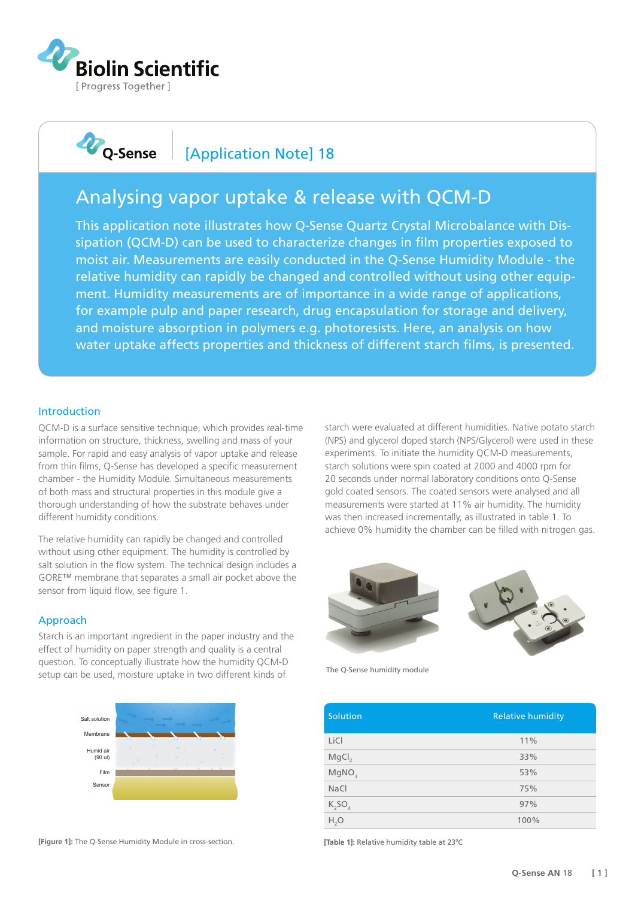Biolin Scientific

[ Progress Together ]

Q-Sense [Application Note] 18

# Analysing vapor uptake & release with QCM-D

This application note illustrates how Q-Sense Quartz Crystal Microbalance with Dissipation (QCM-D) can be used to characterize changes in film properties exposed to moist air. Measurements are easily conducted in the Q-Sense Humidity Module - the relative humidity can rapidly be changed and controlled without using other equipment. Humidity measurements are of importance in a wide range of applications, for example pulp and paper research, drug encapsulation for storage and delivery, and moisture absorption in polymers e.g. photoresists. Here, an analysis on how water uptake affects properties and thickness of different starch films, is presented.

## Introduction

QCM-D is a surface sensitive technique, which provides real-time information on structure, thickness, swelling and mass of your sample. For rapid and easy analysis of vapor uptake and release from thin films, Q-Sense has developed a specific measurement chamber - the Humidity Module. Simultaneous measurements of both mass and structural properties in this module give a thorough understanding of how the substrate behaves under different humidity conditions.

The relative humidity can rapidly be changed and controlled without using other equipment. The humidity is controlled by salt solution in the flow system. The technical design includes a GORE™ membrane that separates a small air pocket above the sensor from liquid flow, see figure 1.

## Approach

Starch is an important ingredient in the paper industry and the effect of humidity on paper strength and quality is a central question. To conceptually illustrate how the humidity QCM-D setup can be used, moisture uptake in two different kinds of starch were evaluated at different humidities. Native potato starch (NPS) and glycerol doped starch (NPS/Glycerol) were used in these experiments. To initiate the humidity QCM-D measurements, starch solutions were spin coated at 2000 and 4000 rpm for 20 seconds under normal laboratory conditions onto Q-Sense gold coated sensors. The coated sensors were analysed and all measurements were started at 11% air humidity. The humidity was then increased incrementally, as illustrated in table 1. To achieve 0% humidity the chamber can be filled with nitrogen gas.

Salt solution
Membrane
Humid air (90 ul)
Film
Sensor

**[Figure 1]:** The Q-Sense Humidity Module in cross-section.

The Q-Sense humidity module

| Solution | Relative humidity |
|---|---|
| LiCl | 11% |
| $MgCl_2$ | 33% |
| $MgNO_3$ | 53% |
| NaCl | 75% |
| $K_2SO_4$ | 97% |
| $H_2O$ | 100% |

**[Table 1]:** Relative humidity table at 23°C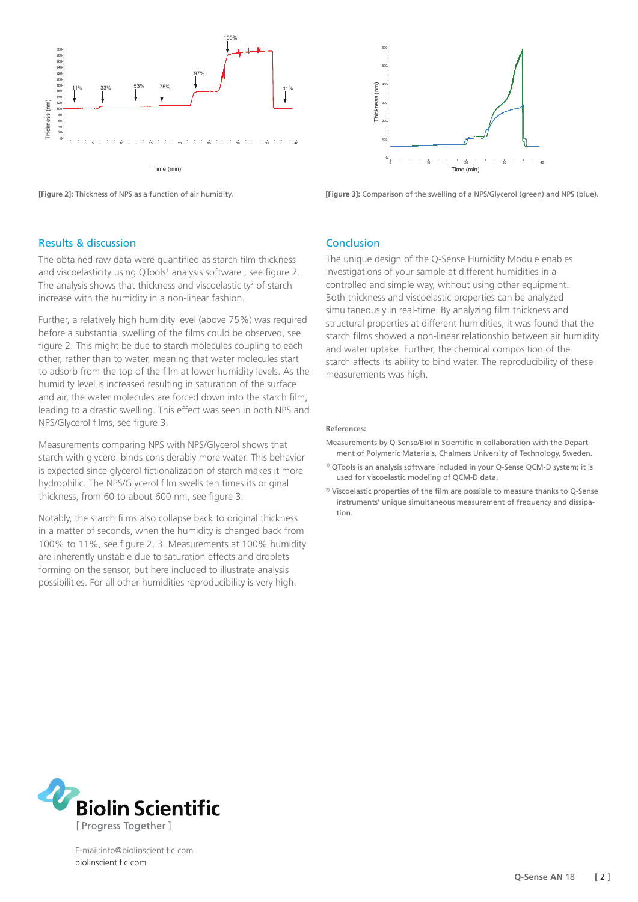Thickness (nm)

300
280
260
240
220
200
180
160
140
120
100
80
60
40
20
0

11%
33%
53%
75%
97%
100%
11%

5
10
15
20
25
30
35
40

Time (min)

**[Figure 2]:** Thickness of NPS as a function of air humidity.

Thickness (nm)

600
500
400
300
200
100
0

0
10
20
30
40

Time (min)

**[Figure 3]:** Comparison of the swelling of a NPS/Glycerol (green) and NPS (blue).

## Results & discussion

The obtained raw data were quantified as starch film thickness and viscoelasticity using QTools[1] analysis software , see figure 2. The analysis shows that thickness and viscoelasticity[2] of starch increase with the humidity in a non-linear fashion.

Further, a relatively high humidity level (above 75%) was required before a substantial swelling of the films could be observed, see figure 2. This might be due to starch molecules coupling to each other, rather than to water, meaning that water molecules start to adsorb from the top of the film at lower humidity levels. As the humidity level is increased resulting in saturation of the surface and air, the water molecules are forced down into the starch film, leading to a drastic swelling. This effect was seen in both NPS and NPS/Glycerol films, see figure 3.

Measurements comparing NPS with NPS/Glycerol shows that starch with glycerol binds considerably more water. This behavior is expected since glycerol fictionalization of starch makes it more hydrophilic. The NPS/Glycerol film swells ten times its original thickness, from 60 to about 600 nm, see figure 3.

Notably, the starch films also collapse back to original thickness in a matter of seconds, when the humidity is changed back from 100% to 11%, see figure 2, 3. Measurements at 100% humidity are inherently unstable due to saturation effects and droplets forming on the sensor, but here included to illustrate analysis possibilities. For all other humidities reproducibility is very high.

## Conclusion

The unique design of the Q-Sense Humidity Module enables investigations of your sample at different humidities in a controlled and simple way, without using other equipment. Both thickness and viscoelastic properties can be analyzed simultaneously in real-time. By analyzing film thickness and structural properties at different humidities, it was found that the starch films showed a non-linear relationship between air humidity and water uptake. Further, the chemical composition of the starch affects its ability to bind water. The reproducibility of these measurements was high.

**References:**

Measurements by Q-Sense/Biolin Scientific in collaboration with the Department of Polymeric Materials, Chalmers University of Technology, Sweden.

1) QTools is an analysis software included in your Q-Sense QCM-D system; it is used for viscoelastic modeling of QCM-D data.

2) Viscoelastic properties of the film are possible to measure thanks to Q-Sense instruments' unique simultaneous measurement of frequency and dissipation.

Biolin Scientific
[ Progress Together ]

E-mail:info@biolinscientific.com
biolinscientific.com

**Q-Sense AN** 18